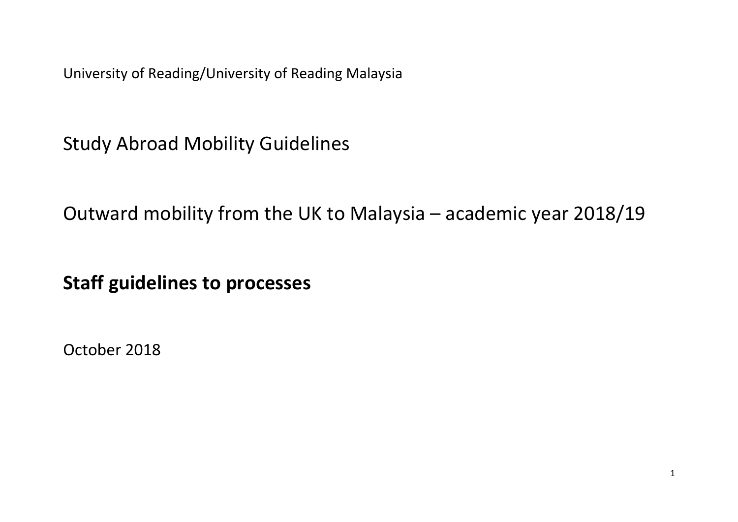University of Reading/University of Reading Malaysia

# Study Abroad Mobility Guidelines

# Outward mobility from the UK to Malaysia – academic year 2018/19

## **Staff guidelines to processes**

October 2018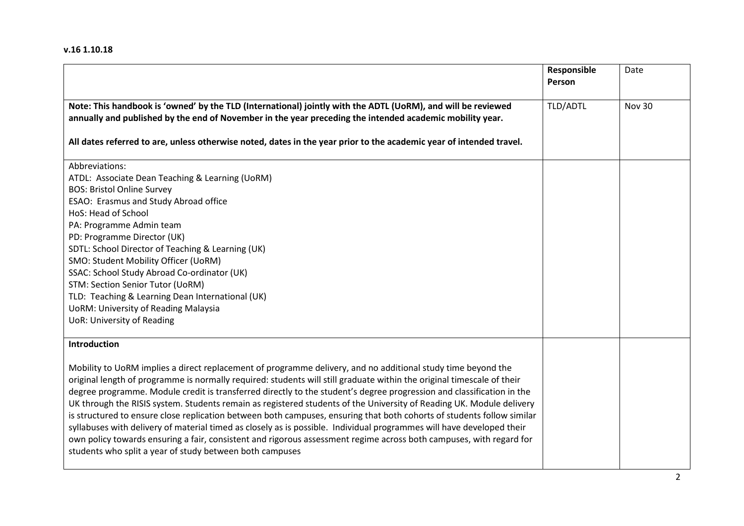**v.16 1.10.18**

| | Responsible Person | Date |
|---|---|---|
| **Note: This handbook is 'owned' by the TLD (International) jointly with the ADTL (UoRM), and will be reviewed annually and published by the end of November in the year preceding the intended academic mobility year.**<br><br>**All dates referred to are, unless otherwise noted, dates in the year prior to the academic year of intended travel.** | TLD/ADTL | Nov 30 |
| Abbreviations:<br>ATDL: Associate Dean Teaching & Learning (UoRM)<br>BOS: Bristol Online Survey<br>ESAO: Erasmus and Study Abroad office<br>HoS: Head of School<br>PA: Programme Admin team<br>PD: Programme Director (UK)<br>SDTL: School Director of Teaching & Learning (UK)<br>SMO: Student Mobility Officer (UoRM)<br>SSAC: School Study Abroad Co-ordinator (UK)<br>STM: Section Senior Tutor (UoRM)<br>TLD: Teaching & Learning Dean International (UK)<br>UoRM: University of Reading Malaysia<br>UoR: University of Reading | | |
| **Introduction**<br><br>Mobility to UoRM implies a direct replacement of programme delivery, and no additional study time beyond the original length of programme is normally required: students will still graduate within the original timescale of their degree programme. Module credit is transferred directly to the student's degree progression and classification in the UK through the RISIS system. Students remain as registered students of the University of Reading UK. Module delivery is structured to ensure close replication between both campuses, ensuring that both cohorts of students follow similar syllabuses with delivery of material timed as closely as is possible. Individual programmes will have developed their own policy towards ensuring a fair, consistent and rigorous assessment regime across both campuses, with regard for students who split a year of study between both campuses | | |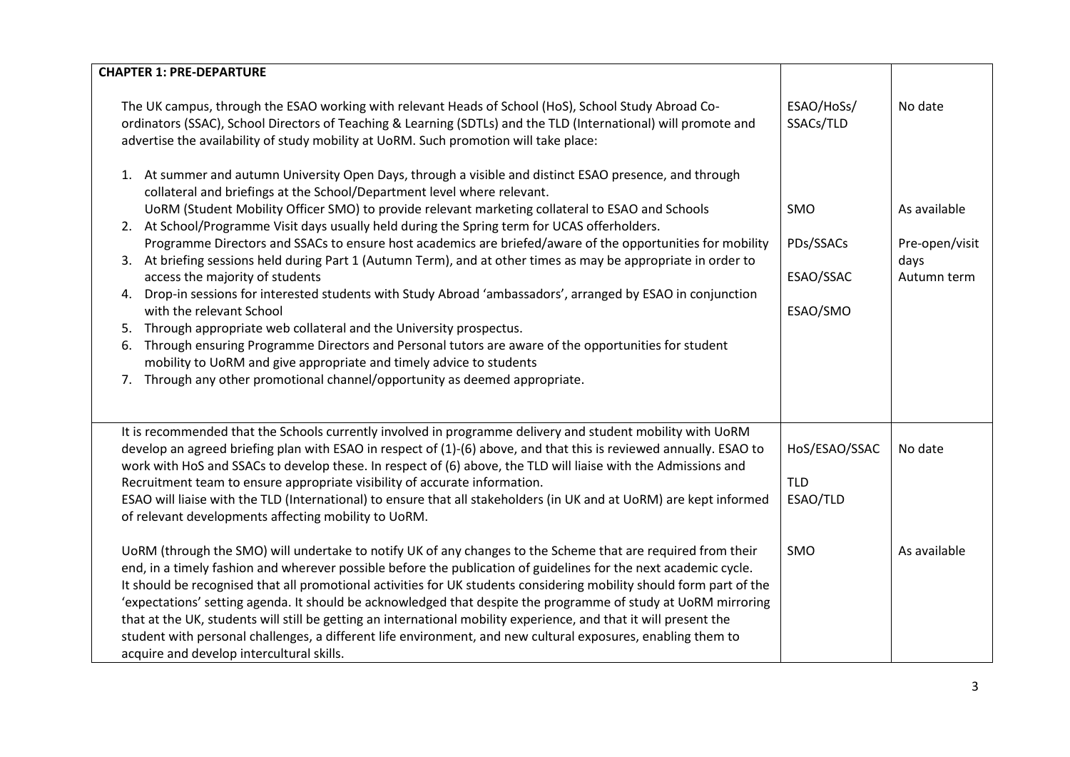| **CHAPTER 1: PRE-DEPARTURE** | | |
|---|---|---|
| The UK campus, through the ESAO working with relevant Heads of School (HoS), School Study Abroad Co-ordinators (SSAC), School Directors of Teaching & Learning (SDTLs) and the TLD (International) will promote and advertise the availability of study mobility at UoRM. Such promotion will take place:<br><br>1. At summer and autumn University Open Days, through a visible and distinct ESAO presence, and through collateral and briefings at the School/Department level where relevant.<br>UoRM (Student Mobility Officer SMO) to provide relevant marketing collateral to ESAO and Schools<br>2. At School/Programme Visit days usually held during the Spring term for UCAS offerholders.<br>Programme Directors and SSACs to ensure host academics are briefed/aware of the opportunities for mobility<br>3. At briefing sessions held during Part 1 (Autumn Term), and at other times as may be appropriate in order to access the majority of students<br>4. Drop-in sessions for interested students with Study Abroad 'ambassadors', arranged by ESAO in conjunction with the relevant School<br>5. Through appropriate web collateral and the University prospectus.<br>6. Through ensuring Programme Directors and Personal tutors are aware of the opportunities for student mobility to UoRM and give appropriate and timely advice to students<br>7. Through any other promotional channel/opportunity as deemed appropriate. | ESAO/HoSs/ SSACs/TLD<br><br>SMO<br><br>PDs/SSACs<br><br>ESAO/SSAC<br><br>ESAO/SMO | No date<br><br>As available<br><br>Pre-open/visit days<br>Autumn term |
| It is recommended that the Schools currently involved in programme delivery and student mobility with UoRM develop an agreed briefing plan with ESAO in respect of (1)-(6) above, and that this is reviewed annually. ESAO to work with HoS and SSACs to develop these. In respect of (6) above, the TLD will liaise with the Admissions and Recruitment team to ensure appropriate visibility of accurate information.<br>ESAO will liaise with the TLD (International) to ensure that all stakeholders (in UK and at UoRM) are kept informed of relevant developments affecting mobility to UoRM.<br><br>UoRM (through the SMO) will undertake to notify UK of any changes to the Scheme that are required from their end, in a timely fashion and wherever possible before the publication of guidelines for the next academic cycle.<br>It should be recognised that all promotional activities for UK students considering mobility should form part of the 'expectations' setting agenda. It should be acknowledged that despite the programme of study at UoRM mirroring that at the UK, students will still be getting an international mobility experience, and that it will present the student with personal challenges, a different life environment, and new cultural exposures, enabling them to acquire and develop intercultural skills. | HoS/ESAO/SSAC<br><br>TLD<br>ESAO/TLD<br><br>SMO | No date<br><br><br><br>As available |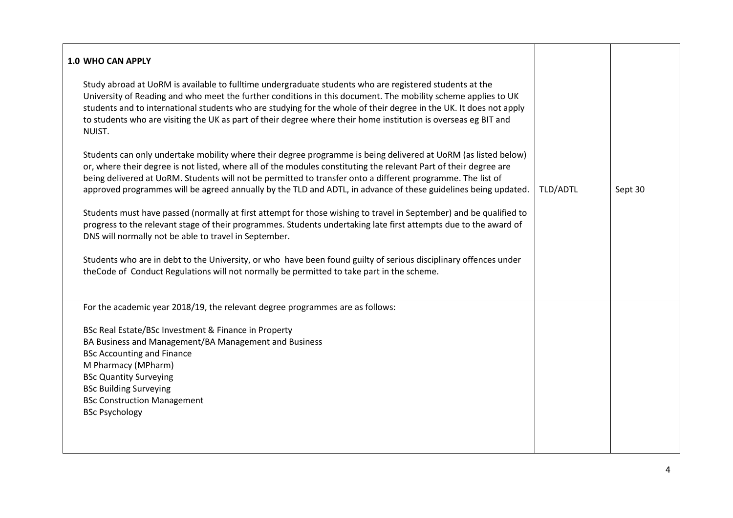| 1.0 WHO CAN APPLY<br><br>Study abroad at UoRM is available to fulltime undergraduate students who are registered students at the University of Reading and who meet the further conditions in this document. The mobility scheme applies to UK students and to international students who are studying for the whole of their degree in the UK. It does not apply to students who are visiting the UK as part of their degree where their home institution is overseas eg BIT and NUIST.<br><br>Students can only undertake mobility where their degree programme is being delivered at UoRM (as listed below) or, where their degree is not listed, where all of the modules constituting the relevant Part of their degree are being delivered at UoRM. Students will not be permitted to transfer onto a different programme. The list of approved programmes will be agreed annually by the TLD and ADTL, in advance of these guidelines being updated.<br><br>Students must have passed (normally at first attempt for those wishing to travel in September) and be qualified to progress to the relevant stage of their programmes. Students undertaking late first attempts due to the award of DNS will normally not be able to travel in September.<br><br>Students who are in debt to the University, or who have been found guilty of serious disciplinary offences under theCode of Conduct Regulations will not normally be permitted to take part in the scheme. | TLD/ADTL | Sept 30 |
|---|---|---|
| For the academic year 2018/19, the relevant degree programmes are as follows:<br><br>BSc Real Estate/BSc Investment & Finance in Property<br>BA Business and Management/BA Management and Business<br>BSc Accounting and Finance<br>M Pharmacy (MPharm)<br>BSc Quantity Surveying<br>BSc Building Surveying<br>BSc Construction Management<br>BSc Psychology | | |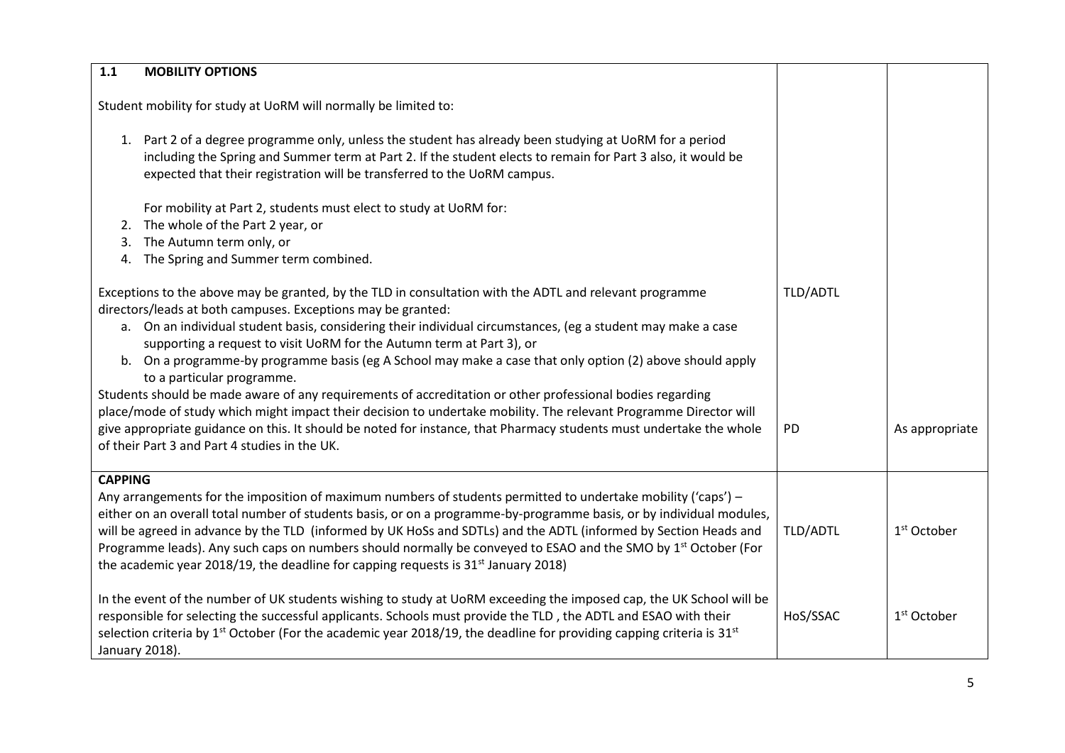| **1.1 MOBILITY OPTIONS**<br><br>Student mobility for study at UoRM will normally be limited to:<br><br>1. Part 2 of a degree programme only, unless the student has already been studying at UoRM for a period including the Spring and Summer term at Part 2. If the student elects to remain for Part 3 also, it would be expected that their registration will be transferred to the UoRM campus.<br><br>For mobility at Part 2, students must elect to study at UoRM for:<br>2. The whole of the Part 2 year, or<br>3. The Autumn term only, or<br>4. The Spring and Summer term combined. | | |
|---|---|---|
| Exceptions to the above may be granted, by the TLD in consultation with the ADTL and relevant programme directors/leads at both campuses. Exceptions may be granted:<br>a. On an individual student basis, considering their individual circumstances, (eg a student may make a case supporting a request to visit UoRM for the Autumn term at Part 3), or<br>b. On a programme-by programme basis (eg A School may make a case that only option (2) above should apply to a particular programme. | TLD/ADTL | |
| Students should be made aware of any requirements of accreditation or other professional bodies regarding place/mode of study which might impact their decision to undertake mobility. The relevant Programme Director will give appropriate guidance on this. It should be noted for instance, that Pharmacy students must undertake the whole of their Part 3 and Part 4 studies in the UK. | PD | As appropriate |
| **CAPPING**<br>Any arrangements for the imposition of maximum numbers of students permitted to undertake mobility ('caps') – either on an overall total number of students basis, or on a programme-by-programme basis, or by individual modules, will be agreed in advance by the TLD (informed by UK HoSs and SDTLs) and the ADTL (informed by Section Heads and Programme leads). Any such caps on numbers should normally be conveyed to ESAO and the SMO by 1st October (For the academic year 2018/19, the deadline for capping requests is 31st January 2018) | TLD/ADTL | 1st October |
| In the event of the number of UK students wishing to study at UoRM exceeding the imposed cap, the UK School will be responsible for selecting the successful applicants. Schools must provide the TLD , the ADTL and ESAO with their selection criteria by 1st October (For the academic year 2018/19, the deadline for providing capping criteria is 31st January 2018). | HoS/SSAC | 1st October |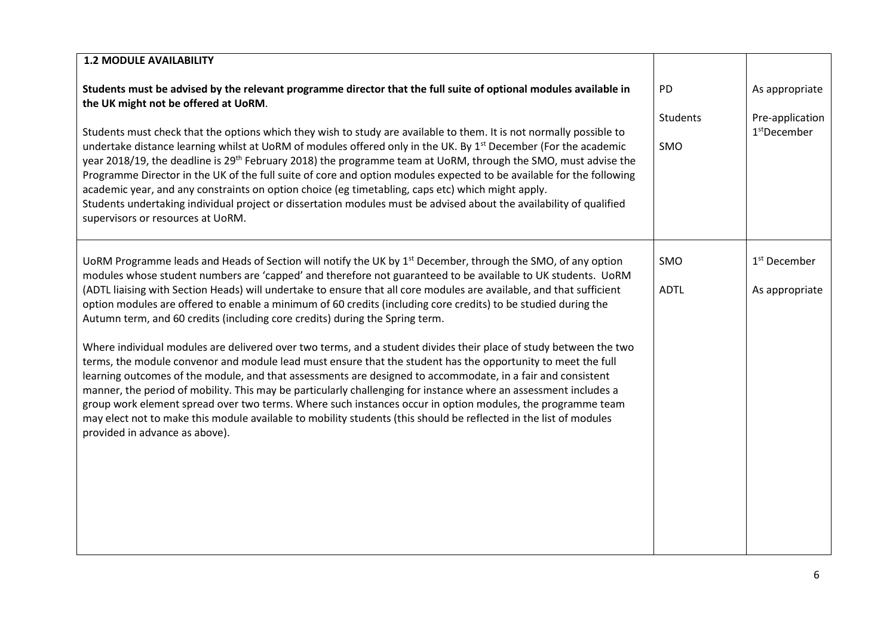| **1.2 MODULE AVAILABILITY**<br><br>**Students must be advised by the relevant programme director that the full suite of optional modules available in the UK might not be offered at UoRM**.<br><br>Students must check that the options which they wish to study are available to them. It is not normally possible to undertake distance learning whilst at UoRM of modules offered only in the UK. By 1st December (For the academic year 2018/19, the deadline is 29th February 2018) the programme team at UoRM, through the SMO, must advise the Programme Director in the UK of the full suite of core and option modules expected to be available for the following academic year, and any constraints on option choice (eg timetabling, caps etc) which might apply.<br>Students undertaking individual project or dissertation modules must be advised about the availability of qualified supervisors or resources at UoRM. | PD<br><br>Students<br><br>SMO | As appropriate<br><br>Pre-application<br>1stDecember |
|---|---|---|
| UoRM Programme leads and Heads of Section will notify the UK by 1st December, through the SMO, of any option modules whose student numbers are 'capped' and therefore not guaranteed to be available to UK students. UoRM (ADTL liaising with Section Heads) will undertake to ensure that all core modules are available, and that sufficient option modules are offered to enable a minimum of 60 credits (including core credits) to be studied during the Autumn term, and 60 credits (including core credits) during the Spring term.<br><br>Where individual modules are delivered over two terms, and a student divides their place of study between the two terms, the module convenor and module lead must ensure that the student has the opportunity to meet the full learning outcomes of the module, and that assessments are designed to accommodate, in a fair and consistent manner, the period of mobility. This may be particularly challenging for instance where an assessment includes a group work element spread over two terms. Where such instances occur in option modules, the programme team may elect not to make this module available to mobility students (this should be reflected in the list of modules provided in advance as above). | SMO<br><br>ADTL | 1st December<br><br>As appropriate |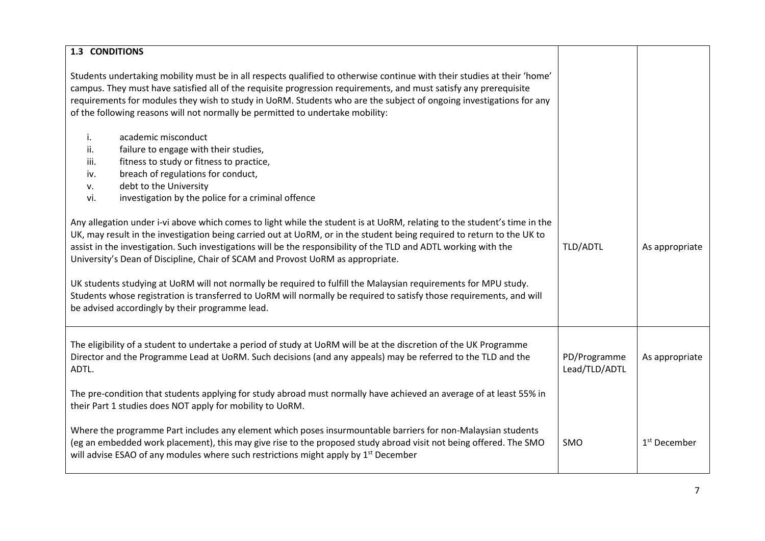| 1.3 CONDITIONS<br><br>Students undertaking mobility must be in all respects qualified to otherwise continue with their studies at their 'home' campus. They must have satisfied all of the requisite progression requirements, and must satisfy any prerequisite requirements for modules they wish to study in UoRM. Students who are the subject of ongoing investigations for any of the following reasons will not normally be permitted to undertake mobility:<br><br>i. academic misconduct<br>ii. failure to engage with their studies,<br>iii. fitness to study or fitness to practice,<br>iv. breach of regulations for conduct,<br>v. debt to the University<br>vi. investigation by the police for a criminal offence<br><br>Any allegation under i-vi above which comes to light while the student is at UoRM, relating to the student's time in the UK, may result in the investigation being carried out at UoRM, or in the student being required to return to the UK to assist in the investigation. Such investigations will be the responsibility of the TLD and ADTL working with the University's Dean of Discipline, Chair of SCAM and Provost UoRM as appropriate.<br><br>UK students studying at UoRM will not normally be required to fulfill the Malaysian requirements for MPU study. Students whose registration is transferred to UoRM will normally be required to satisfy those requirements, and will be advised accordingly by their programme lead. | TLD/ADTL | As appropriate |
|---|---|---|
| The eligibility of a student to undertake a period of study at UoRM will be at the discretion of the UK Programme Director and the Programme Lead at UoRM. Such decisions (and any appeals) may be referred to the TLD and the ADTL.<br><br>The pre-condition that students applying for study abroad must normally have achieved an average of at least 55% in their Part 1 studies does NOT apply for mobility to UoRM.<br><br>Where the programme Part includes any element which poses insurmountable barriers for non-Malaysian students (eg an embedded work placement), this may give rise to the proposed study abroad visit not being offered. The SMO will advise ESAO of any modules where such restrictions might apply by 1st December | PD/Programme Lead/TLD/ADTL<br><br><br><br><br>SMO | As appropriate<br><br><br><br><br>1st December |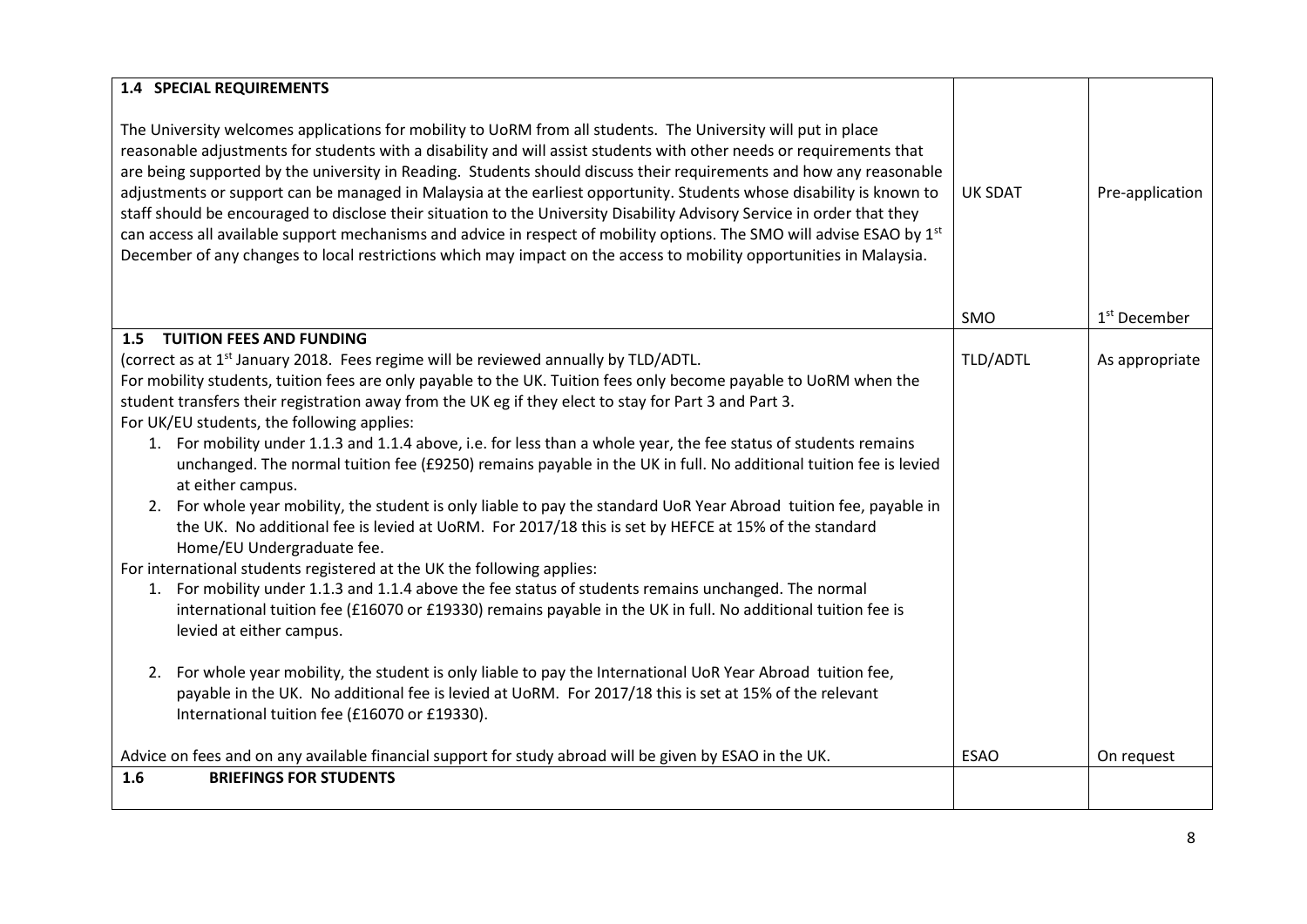| 1.4 SPECIAL REQUIREMENTS | | |
|---|---|---|
| The University welcomes applications for mobility to UoRM from all students. The University will put in place reasonable adjustments for students with a disability and will assist students with other needs or requirements that are being supported by the university in Reading. Students should discuss their requirements and how any reasonable adjustments or support can be managed in Malaysia at the earliest opportunity. Students whose disability is known to staff should be encouraged to disclose their situation to the University Disability Advisory Service in order that they can access all available support mechanisms and advice in respect of mobility options. The SMO will advise ESAO by 1st December of any changes to local restrictions which may impact on the access to mobility opportunities in Malaysia. | UK SDAT<br><br>SMO | Pre-application<br><br>1st December |
| **1.5 TUITION FEES AND FUNDING**<br>(correct as at 1st January 2018. Fees regime will be reviewed annually by TLD/ADTL.<br>For mobility students, tuition fees are only payable to the UK. Tuition fees only become payable to UoRM when the student transfers their registration away from the UK eg if they elect to stay for Part 3 and Part 3.<br>For UK/EU students, the following applies:<br>1. For mobility under 1.1.3 and 1.1.4 above, i.e. for less than a whole year, the fee status of students remains unchanged. The normal tuition fee (£9250) remains payable in the UK in full. No additional tuition fee is levied at either campus.<br>2. For whole year mobility, the student is only liable to pay the standard UoR Year Abroad tuition fee, payable in the UK. No additional fee is levied at UoRM. For 2017/18 this is set by HEFCE at 15% of the standard Home/EU Undergraduate fee.<br>For international students registered at the UK the following applies:<br>1. For mobility under 1.1.3 and 1.1.4 above the fee status of students remains unchanged. The normal international tuition fee (£16070 or £19330) remains payable in the UK in full. No additional tuition fee is levied at either campus.<br>2. For whole year mobility, the student is only liable to pay the International UoR Year Abroad tuition fee, payable in the UK. No additional fee is levied at UoRM. For 2017/18 this is set at 15% of the relevant International tuition fee (£16070 or £19330).<br><br>Advice on fees and on any available financial support for study abroad will be given by ESAO in the UK. | TLD/ADTL<br><br>ESAO | As appropriate<br><br>On request |
| **1.6 BRIEFINGS FOR STUDENTS** | | |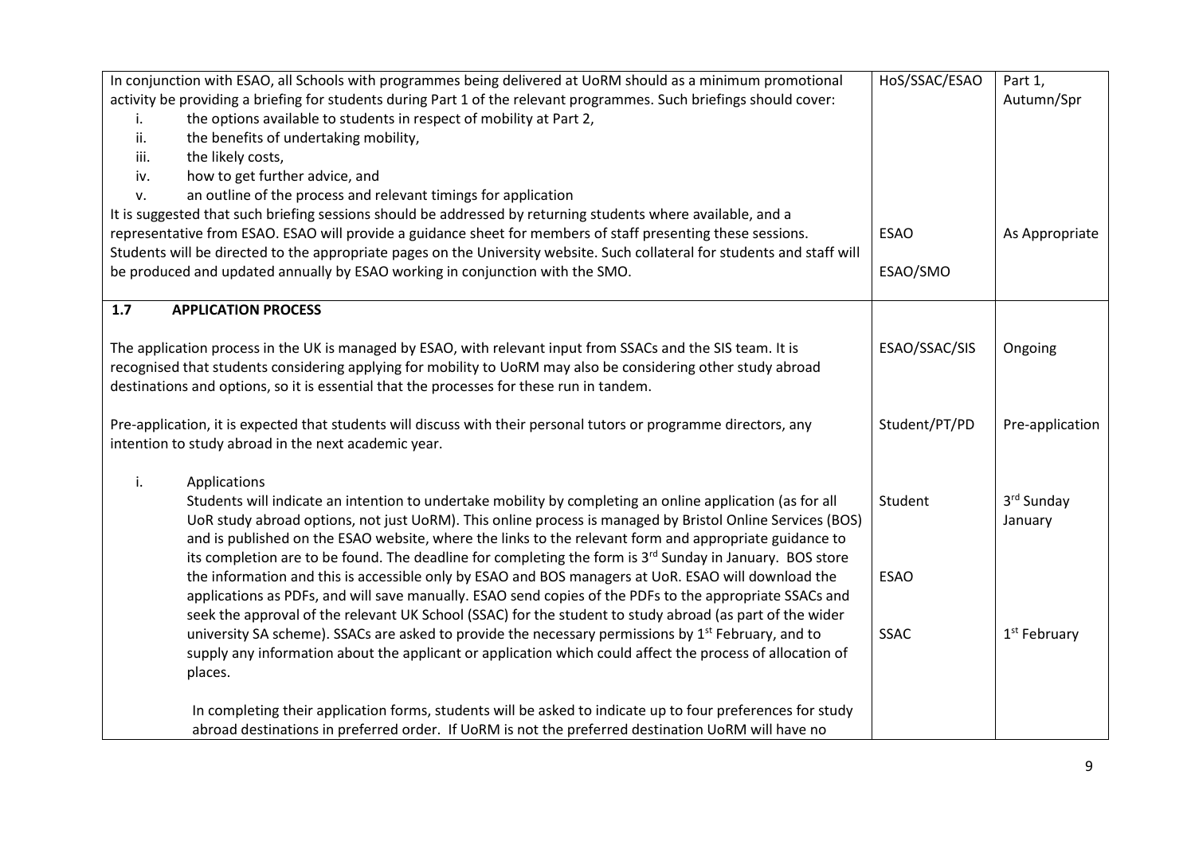| | | |
|---|---|---|
| In conjunction with ESAO, all Schools with programmes being delivered at UoRM should as a minimum promotional activity be providing a briefing for students during Part 1 of the relevant programmes. Such briefings should cover:<br>i. the options available to students in respect of mobility at Part 2,<br>ii. the benefits of undertaking mobility,<br>iii. the likely costs,<br>iv. how to get further advice, and<br>v. an outline of the process and relevant timings for application | HoS/SSAC/ESAO | Part 1, Autumn/Spr |
| It is suggested that such briefing sessions should be addressed by returning students where available, and a representative from ESAO. ESAO will provide a guidance sheet for members of staff presenting these sessions. | ESAO | As Appropriate |
| Students will be directed to the appropriate pages on the University website. Such collateral for students and staff will be produced and updated annually by ESAO working in conjunction with the SMO. | ESAO/SMO | |
| **1.7 APPLICATION PROCESS** | | |
| The application process in the UK is managed by ESAO, with relevant input from SSACs and the SIS team. It is recognised that students considering applying for mobility to UoRM may also be considering other study abroad destinations and options, so it is essential that the processes for these run in tandem. | ESAO/SSAC/SIS | Ongoing |
| Pre-application, it is expected that students will discuss with their personal tutors or programme directors, any intention to study abroad in the next academic year. | Student/PT/PD | Pre-application |
| i. Applications<br>Students will indicate an intention to undertake mobility by completing an online application (as for all UoR study abroad options, not just UoRM). This online process is managed by Bristol Online Services (BOS) and is published on the ESAO website, where the links to the relevant form and appropriate guidance to its completion are to be found. The deadline for completing the form is 3rd Sunday in January. | Student | 3rd Sunday January |
| BOS store the information and this is accessible only by ESAO and BOS managers at UoR. ESAO will download the applications as PDFs, and will save manually. ESAO send copies of the PDFs to the appropriate SSACs and seek the approval of the relevant UK School (SSAC) for the student to study abroad (as part of the wider university SA scheme). | ESAO | |
| SSACs are asked to provide the necessary permissions by 1st February, and to supply any information about the applicant or application which could affect the process of allocation of places. | SSAC | 1st February |
| In completing their application forms, students will be asked to indicate up to four preferences for study abroad destinations in preferred order. If UoRM is not the preferred destination UoRM will have no | | |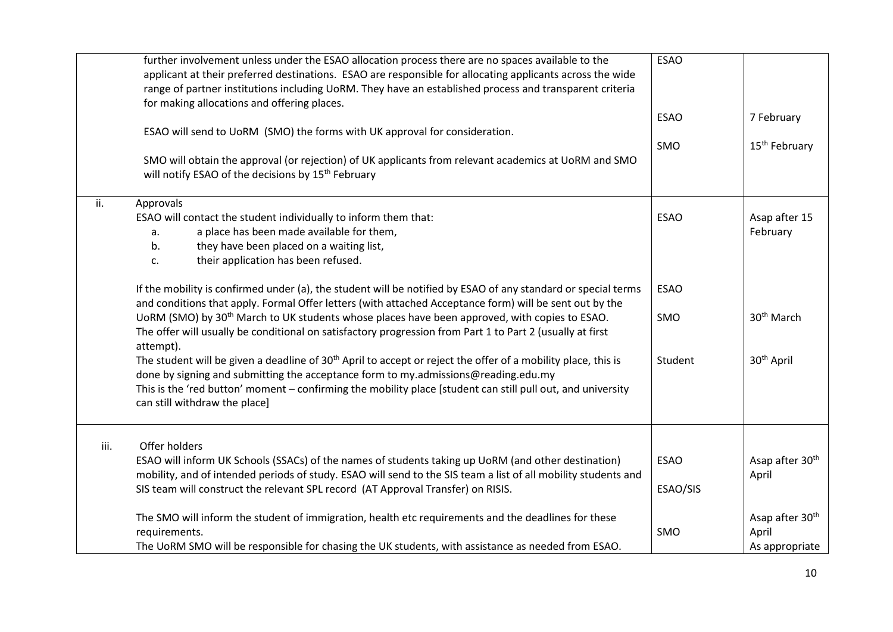| | | | |
|---|---|---|---|
| | further involvement unless under the ESAO allocation process there are no spaces available to the applicant at their preferred destinations. ESAO are responsible for allocating applicants across the wide range of partner institutions including UoRM. They have an established process and transparent criteria for making allocations and offering places. | ESAO | |
| | ESAO will send to UoRM (SMO) the forms with UK approval for consideration. | ESAO | 7 February |
| | SMO will obtain the approval (or rejection) of UK applicants from relevant academics at UoRM and SMO will notify ESAO of the decisions by 15th February | SMO | 15th February |
| ii. | Approvals<br>ESAO will contact the student individually to inform them that:<br>a. a place has been made available for them,<br>b. they have been placed on a waiting list,<br>c. their application has been refused. | ESAO | Asap after 15 February |
| | If the mobility is confirmed under (a), the student will be notified by ESAO of any standard or special terms and conditions that apply. | ESAO | |
| | Formal Offer letters (with attached Acceptance form) will be sent out by the UoRM (SMO) by 30th March to UK students whose places have been approved, with copies to ESAO. The offer will usually be conditional on satisfactory progression from Part 1 to Part 2 (usually at first attempt). | SMO | 30th March |
| | The student will be given a deadline of 30th April to accept or reject the offer of a mobility place, this is done by signing and submitting the acceptance form to my.admissions@reading.edu.my<br>This is the 'red button' moment – confirming the mobility place [student can still pull out, and university can still withdraw the place] | Student | 30th April |
| iii. | Offer holders<br>ESAO will inform UK Schools (SSACs) of the names of students taking up UoRM (and other destination) mobility, and of intended periods of study. | ESAO | Asap after 30th April |
| | ESAO will send to the SIS team a list of all mobility students and SIS team will construct the relevant SPL record (AT Approval Transfer) on RISIS. | ESAO/SIS | |
| | The SMO will inform the student of immigration, health etc requirements and the deadlines for these requirements.<br>The UoRM SMO will be responsible for chasing the UK students, with assistance as needed from ESAO. | SMO | Asap after 30th April<br>As appropriate |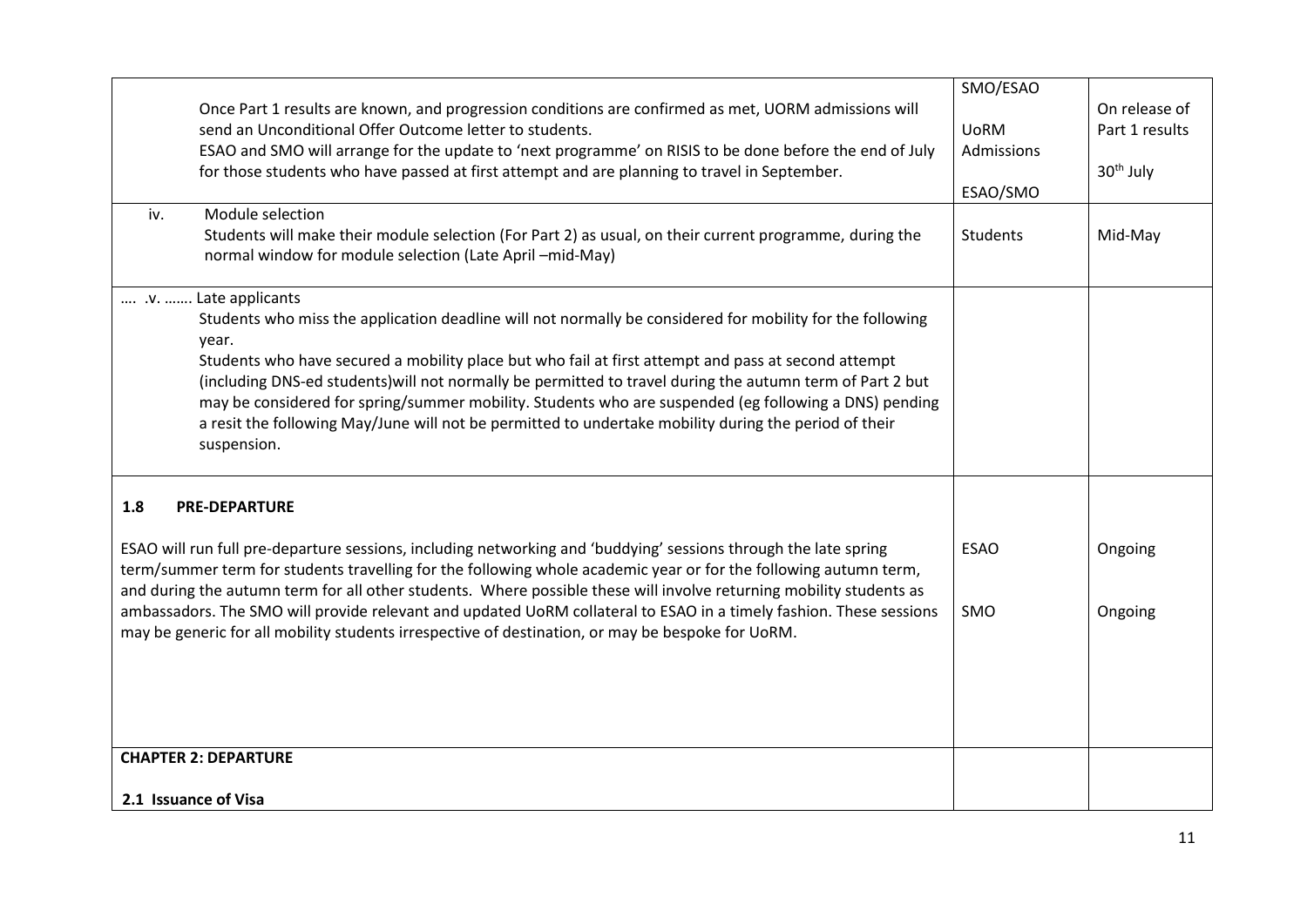| | | |
|---|---|---|
| Once Part 1 results are known, and progression conditions are confirmed as met, UORM admissions will send an Unconditional Offer Outcome letter to students.<br>ESAO and SMO will arrange for the update to 'next programme' on RISIS to be done before the end of July for those students who have passed at first attempt and are planning to travel in September. | SMO/ESAO<br><br>UoRM Admissions<br><br>ESAO/SMO | On release of Part 1 results<br><br>30th July |
| iv. Module selection<br>Students will make their module selection (For Part 2) as usual, on their current programme, during the normal window for module selection (Late April –mid-May) | Students | Mid-May |
| …. .v. ……. Late applicants<br>Students who miss the application deadline will not normally be considered for mobility for the following year.<br>Students who have secured a mobility place but who fail at first attempt and pass at second attempt (including DNS-ed students)will not normally be permitted to travel during the autumn term of Part 2 but may be considered for spring/summer mobility. Students who are suspended (eg following a DNS) pending a resit the following May/June will not be permitted to undertake mobility during the period of their suspension. | | |
| **1.8 PRE-DEPARTURE**<br><br>ESAO will run full pre-departure sessions, including networking and 'buddying' sessions through the late spring term/summer term for students travelling for the following whole academic year or for the following autumn term, and during the autumn term for all other students. Where possible these will involve returning mobility students as ambassadors. The SMO will provide relevant and updated UoRM collateral to ESAO in a timely fashion. These sessions may be generic for all mobility students irrespective of destination, or may be bespoke for UoRM. | ESAO<br><br>SMO | Ongoing<br><br>Ongoing |
| **CHAPTER 2: DEPARTURE**<br><br>**2.1 Issuance of Visa** | | |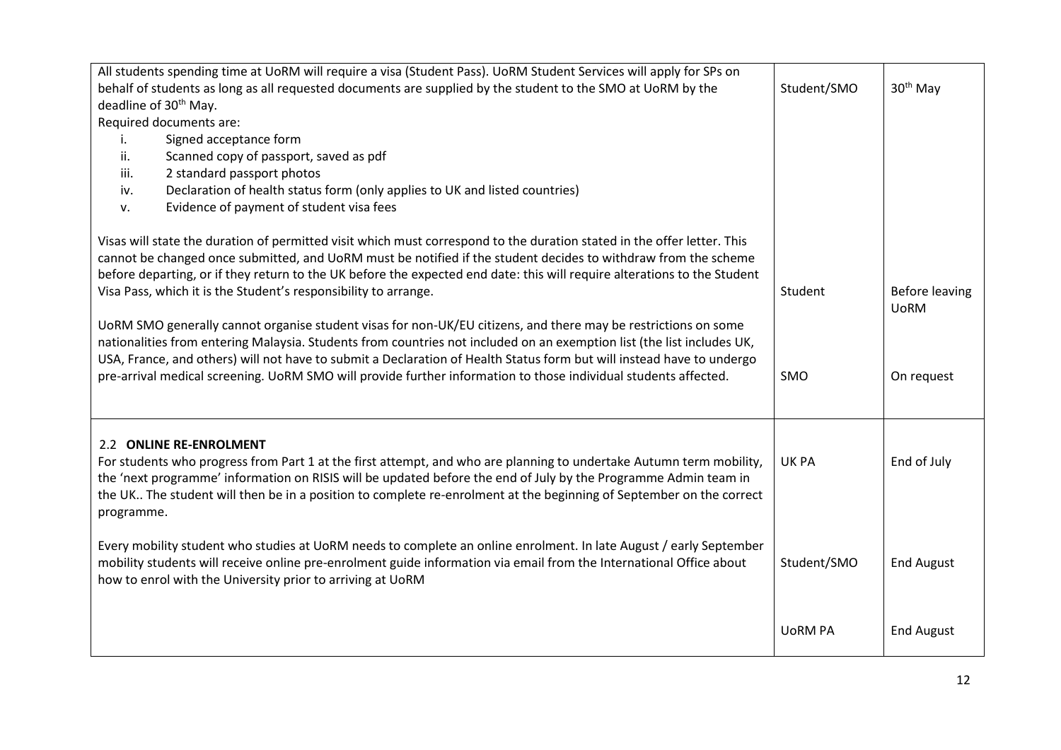| | | |
|---|---|---|
| All students spending time at UoRM will require a visa (Student Pass). UoRM Student Services will apply for SPs on behalf of students as long as all requested documents are supplied by the student to the SMO at UoRM by the deadline of 30th May.<br>Required documents are:<br>i. Signed acceptance form<br>ii. Scanned copy of passport, saved as pdf<br>iii. 2 standard passport photos<br>iv. Declaration of health status form (only applies to UK and listed countries)<br>v. Evidence of payment of student visa fees | Student/SMO | 30th May |
| Visas will state the duration of permitted visit which must correspond to the duration stated in the offer letter. This cannot be changed once submitted, and UoRM must be notified if the student decides to withdraw from the scheme before departing, or if they return to the UK before the expected end date: this will require alterations to the Student Visa Pass, which it is the Student's responsibility to arrange. | Student | Before leaving UoRM |
| UoRM SMO generally cannot organise student visas for non-UK/EU citizens, and there may be restrictions on some nationalities from entering Malaysia. Students from countries not included on an exemption list (the list includes UK, USA, France, and others) will not have to submit a Declaration of Health Status form but will instead have to undergo pre-arrival medical screening. UoRM SMO will provide further information to those individual students affected. | SMO | On request |
| **2.2 ONLINE RE-ENROLMENT**<br>For students who progress from Part 1 at the first attempt, and who are planning to undertake Autumn term mobility, the 'next programme' information on RISIS will be updated before the end of July by the Programme Admin team in the UK.. The student will then be in a position to complete re-enrolment at the beginning of September on the correct programme. | UK PA | End of July |
| Every mobility student who studies at UoRM needs to complete an online enrolment. In late August / early September mobility students will receive online pre-enrolment guide information via email from the International Office about how to enrol with the University prior to arriving at UoRM | Student/SMO | End August |
| | UoRM PA | End August |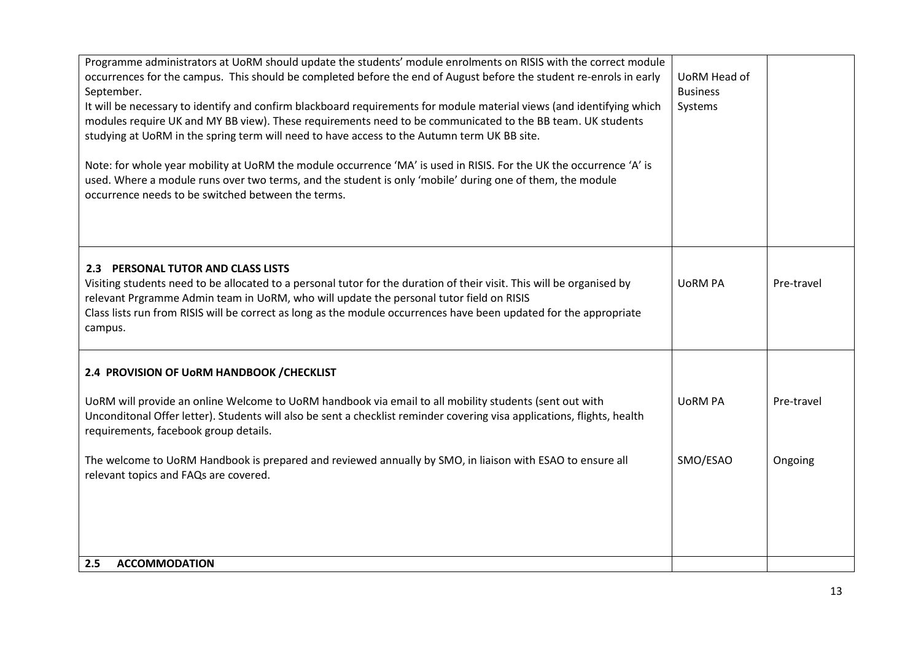| | | |
|---|---|---|
| Programme administrators at UoRM should update the students' module enrolments on RISIS with the correct module occurrences for the campus. This should be completed before the end of August before the student re-enrols in early September.<br>It will be necessary to identify and confirm blackboard requirements for module material views (and identifying which modules require UK and MY BB view). These requirements need to be communicated to the BB team. UK students studying at UoRM in the spring term will need to have access to the Autumn term UK BB site.<br><br>Note: for whole year mobility at UoRM the module occurrence 'MA' is used in RISIS. For the UK the occurrence 'A' is used. Where a module runs over two terms, and the student is only 'mobile' during one of them, the module occurrence needs to be switched between the terms. | UoRM Head of Business Systems | |
| **2.3 PERSONAL TUTOR AND CLASS LISTS**<br>Visiting students need to be allocated to a personal tutor for the duration of their visit. This will be organised by relevant Prgramme Admin team in UoRM, who will update the personal tutor field on RISIS<br>Class lists run from RISIS will be correct as long as the module occurrences have been updated for the appropriate campus. | UoRM PA | Pre-travel |
| **2.4 PROVISION OF UoRM HANDBOOK /CHECKLIST**<br><br>UoRM will provide an online Welcome to UoRM handbook via email to all mobility students (sent out with Unconditonal Offer letter). Students will also be sent a checklist reminder covering visa applications, flights, health requirements, facebook group details. | UoRM PA | Pre-travel |
| The welcome to UoRM Handbook is prepared and reviewed annually by SMO, in liaison with ESAO to ensure all relevant topics and FAQs are covered. | SMO/ESAO | Ongoing |
| **2.5 ACCOMMODATION** | | |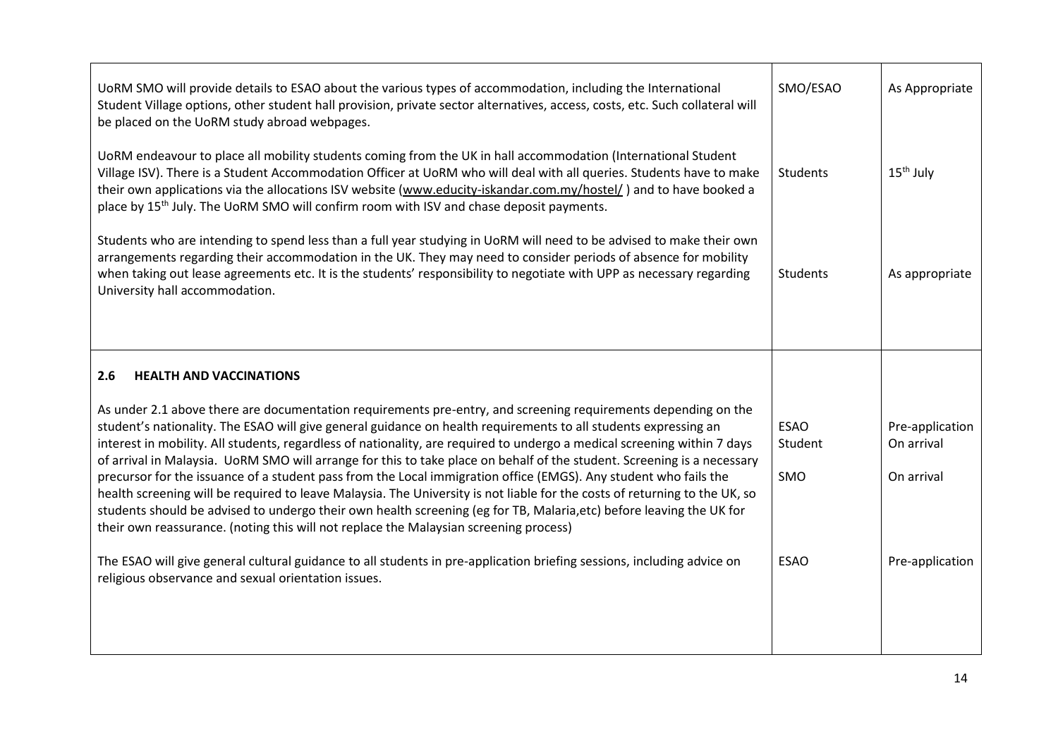| | | |
|---|---|---|
| UoRM SMO will provide details to ESAO about the various types of accommodation, including the International Student Village options, other student hall provision, private sector alternatives, access, costs, etc. Such collateral will be placed on the UoRM study abroad webpages. | SMO/ESAO | As Appropriate |
| UoRM endeavour to place all mobility students coming from the UK in hall accommodation (International Student Village ISV). There is a Student Accommodation Officer at UoRM who will deal with all queries. Students have to make their own applications via the allocations ISV website (www.educity-iskandar.com.my/hostel/ ) and to have booked a place by 15th July. The UoRM SMO will confirm room with ISV and chase deposit payments. | Students | 15th July |
| Students who are intending to spend less than a full year studying in UoRM will need to be advised to make their own arrangements regarding their accommodation in the UK. They may need to consider periods of absence for mobility when taking out lease agreements etc. It is the students' responsibility to negotiate with UPP as necessary regarding University hall accommodation. | Students | As appropriate |
| **2.6 HEALTH AND VACCINATIONS** | | |
| As under 2.1 above there are documentation requirements pre-entry, and screening requirements depending on the student's nationality. The ESAO will give general guidance on health requirements to all students expressing an interest in mobility. All students, regardless of nationality, are required to undergo a medical screening within 7 days of arrival in Malaysia. UoRM SMO will arrange for this to take place on behalf of the student. Screening is a necessary precursor for the issuance of a student pass from the Local immigration office (EMGS). Any student who fails the health screening will be required to leave Malaysia. The University is not liable for the costs of returning to the UK, so students should be advised to undergo their own health screening (eg for TB, Malaria,etc) before leaving the UK for their own reassurance. (noting this will not replace the Malaysian screening process) | ESAO<br>Student<br>SMO | Pre-application<br>On arrival<br>On arrival |
| The ESAO will give general cultural guidance to all students in pre-application briefing sessions, including advice on religious observance and sexual orientation issues. | ESAO | Pre-application |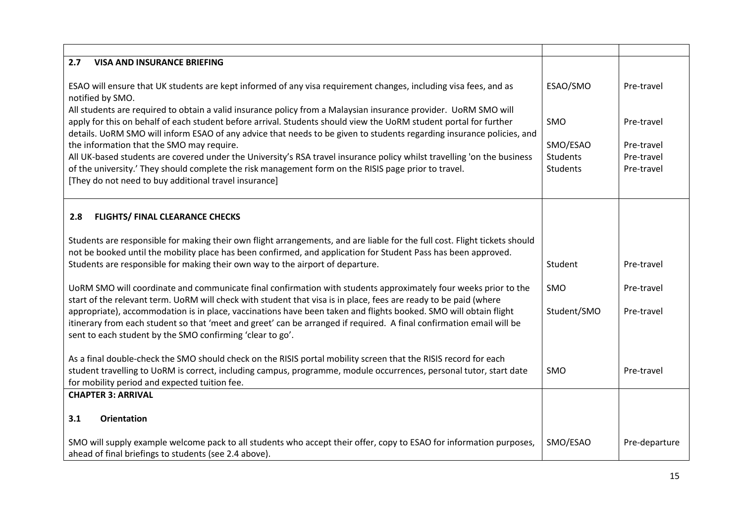| | | |
|---|---|---|
| **2.7 VISA AND INSURANCE BRIEFING** | | |
| ESAO will ensure that UK students are kept informed of any visa requirement changes, including visa fees, and as notified by SMO. | ESAO/SMO | Pre-travel |
| All students are required to obtain a valid insurance policy from a Malaysian insurance provider. UoRM SMO will apply for this on behalf of each student before arrival. Students should view the UoRM student portal for further details. | SMO | Pre-travel |
| UoRM SMO will inform ESAO of any advice that needs to be given to students regarding insurance policies, and the information that the SMO may require. | SMO/ESAO | Pre-travel |
| All UK-based students are covered under the University's RSA travel insurance policy whilst travelling 'on the business of the university.' | Students | Pre-travel |
| They should complete the risk management form on the RISIS page prior to travel. [They do not need to buy additional travel insurance] | Students | Pre-travel |
| **2.8 FLIGHTS/ FINAL CLEARANCE CHECKS** | | |
| Students are responsible for making their own flight arrangements, and are liable for the full cost. Flight tickets should not be booked until the mobility place has been confirmed, and application for Student Pass has been approved. Students are responsible for making their own way to the airport of departure. | Student | Pre-travel |
| UoRM SMO will coordinate and communicate final confirmation with students approximately four weeks prior to the start of the relevant term. | SMO | Pre-travel |
| UoRM will check with student that visa is in place, fees are ready to be paid (where appropriate), accommodation is in place, vaccinations have been taken and flights booked. SMO will obtain flight itinerary from each student so that 'meet and greet' can be arranged if required. A final confirmation email will be sent to each student by the SMO confirming 'clear to go'. | Student/SMO | Pre-travel |
| As a final double-check the SMO should check on the RISIS portal mobility screen that the RISIS record for each student travelling to UoRM is correct, including campus, programme, module occurrences, personal tutor, start date for mobility period and expected tuition fee. | SMO | Pre-travel |
| **CHAPTER 3: ARRIVAL** | | |
| **3.1 Orientation** | | |
| SMO will supply example welcome pack to all students who accept their offer, copy to ESAO for information purposes, ahead of final briefings to students (see 2.4 above). | SMO/ESAO | Pre-departure |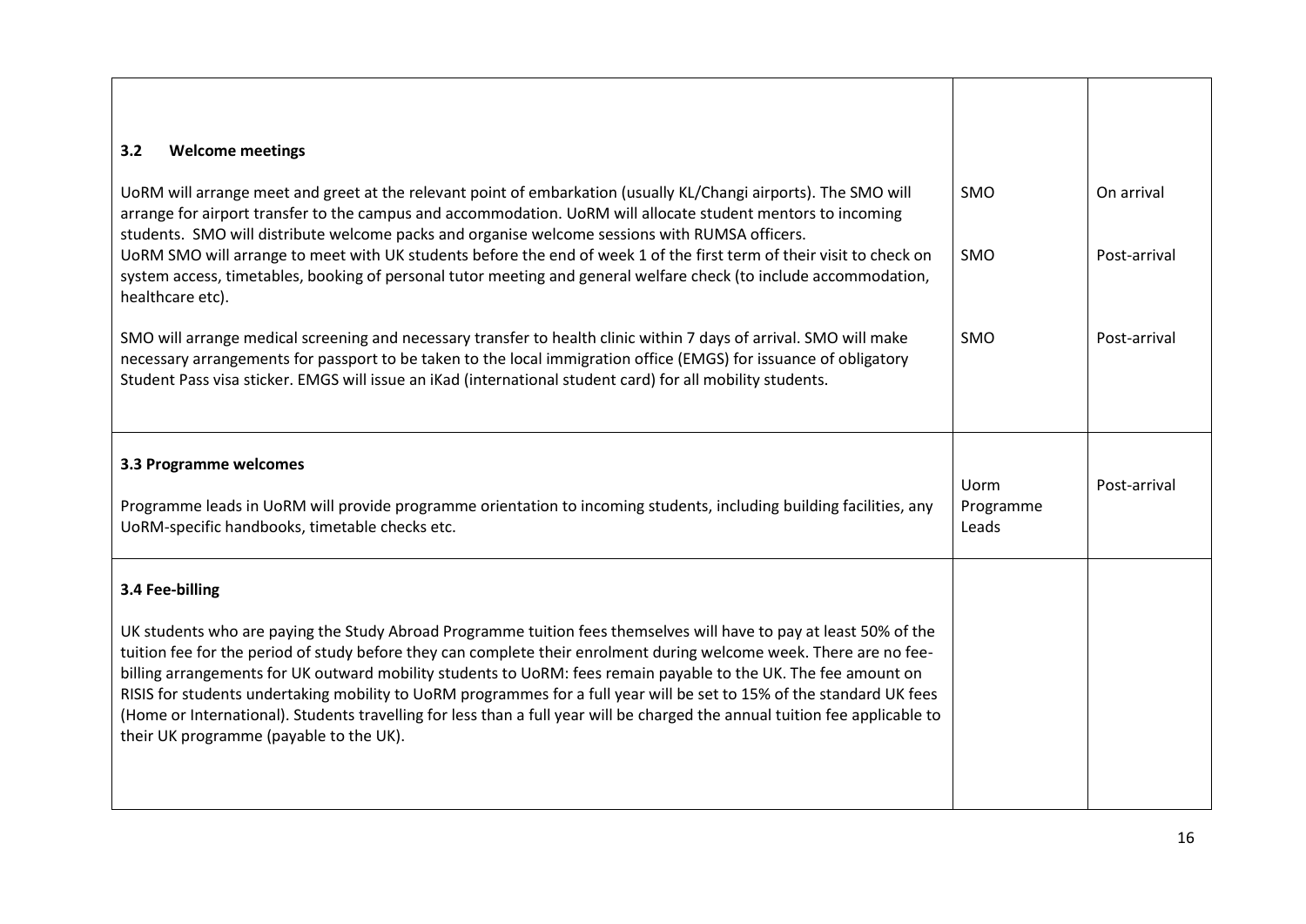| | | |
|---|---|---|
| **3.2 Welcome meetings**<br><br>UoRM will arrange meet and greet at the relevant point of embarkation (usually KL/Changi airports). The SMO will arrange for airport transfer to the campus and accommodation. UoRM will allocate student mentors to incoming students. SMO will distribute welcome packs and organise welcome sessions with RUMSA officers. | SMO | On arrival |
| UoRM SMO will arrange to meet with UK students before the end of week 1 of the first term of their visit to check on system access, timetables, booking of personal tutor meeting and general welfare check (to include accommodation, healthcare etc). | SMO | Post-arrival |
| SMO will arrange medical screening and necessary transfer to health clinic within 7 days of arrival. SMO will make necessary arrangements for passport to be taken to the local immigration office (EMGS) for issuance of obligatory Student Pass visa sticker. EMGS will issue an iKad (international student card) for all mobility students. | SMO | Post-arrival |
| **3.3 Programme welcomes**<br><br>Programme leads in UoRM will provide programme orientation to incoming students, including building facilities, any UoRM-specific handbooks, timetable checks etc. | Uorm Programme Leads | Post-arrival |
| **3.4 Fee-billing**<br><br>UK students who are paying the Study Abroad Programme tuition fees themselves will have to pay at least 50% of the tuition fee for the period of study before they can complete their enrolment during welcome week. There are no fee-billing arrangements for UK outward mobility students to UoRM: fees remain payable to the UK. The fee amount on RISIS for students undertaking mobility to UoRM programmes for a full year will be set to 15% of the standard UK fees (Home or International). Students travelling for less than a full year will be charged the annual tuition fee applicable to their UK programme (payable to the UK). | | |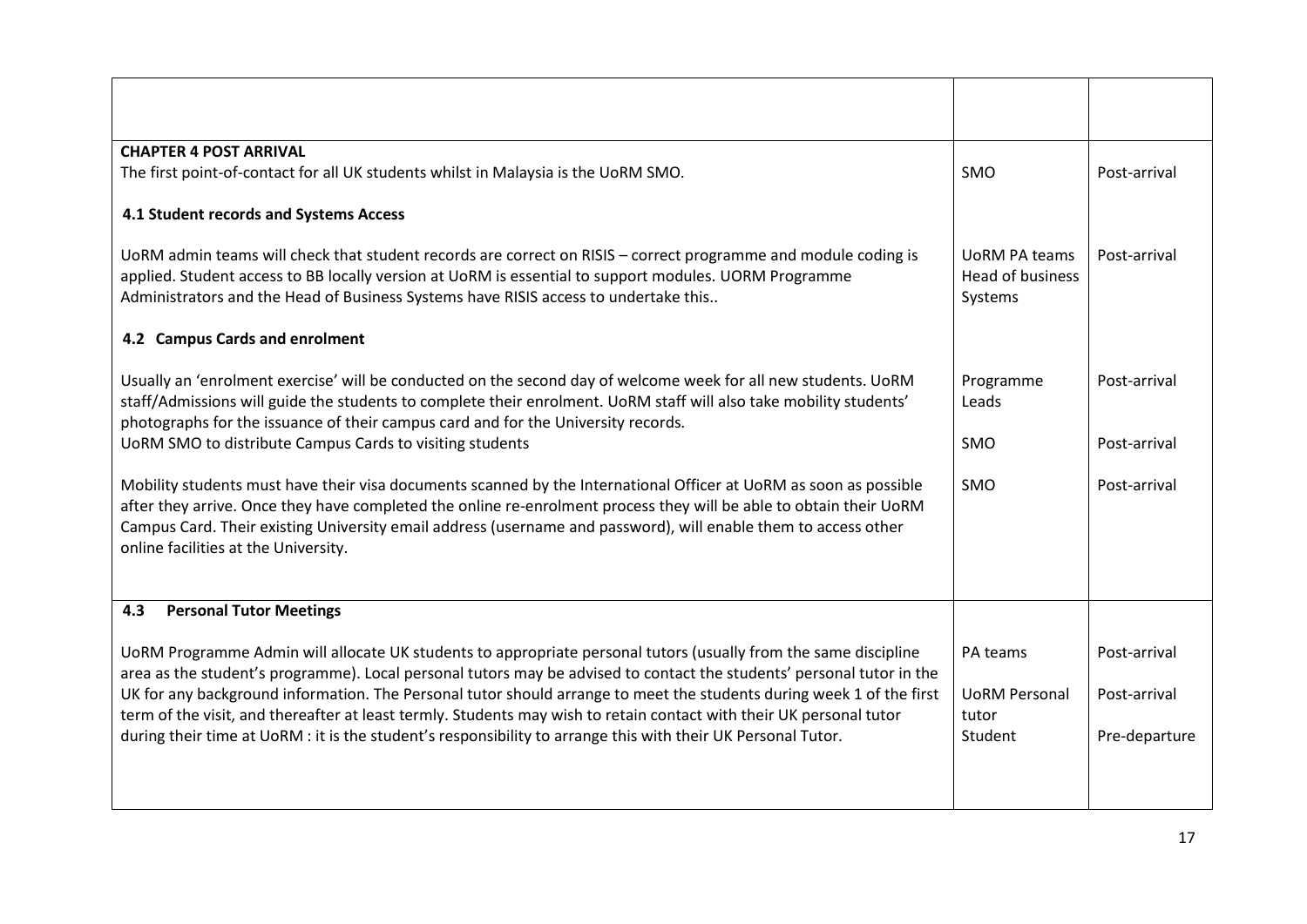| | | |
|---|---|---|
| | | |
| **CHAPTER 4 POST ARRIVAL**<br>The first point-of-contact for all UK students whilst in Malaysia is the UoRM SMO. | SMO | Post-arrival |
| **4.1 Student records and Systems Access** | | |
| UoRM admin teams will check that student records are correct on RISIS – correct programme and module coding is applied. Student access to BB locally version at UoRM is essential to support modules. UORM Programme Administrators and the Head of Business Systems have RISIS access to undertake this.. | UoRM PA teams<br>Head of business Systems | Post-arrival |
| **4.2 Campus Cards and enrolment** | | |
| Usually an 'enrolment exercise' will be conducted on the second day of welcome week for all new students. UoRM staff/Admissions will guide the students to complete their enrolment. UoRM staff will also take mobility students' photographs for the issuance of their campus card and for the University records. | Programme Leads | Post-arrival |
| UoRM SMO to distribute Campus Cards to visiting students | SMO | Post-arrival |
| Mobility students must have their visa documents scanned by the International Officer at UoRM as soon as possible after they arrive. Once they have completed the online re-enrolment process they will be able to obtain their UoRM Campus Card. Their existing University email address (username and password), will enable them to access other online facilities at the University. | SMO | Post-arrival |
| **4.3 Personal Tutor Meetings**<br><br>UoRM Programme Admin will allocate UK students to appropriate personal tutors (usually from the same discipline area as the student's programme). Local personal tutors may be advised to contact the students' personal tutor in the UK for any background information. The Personal tutor should arrange to meet the students during week 1 of the first term of the visit, and thereafter at least termly. Students may wish to retain contact with their UK personal tutor during their time at UoRM : it is the student's responsibility to arrange this with their UK Personal Tutor. | PA teams<br><br>UoRM Personal tutor<br>Student | Post-arrival<br><br>Post-arrival<br><br>Pre-departure |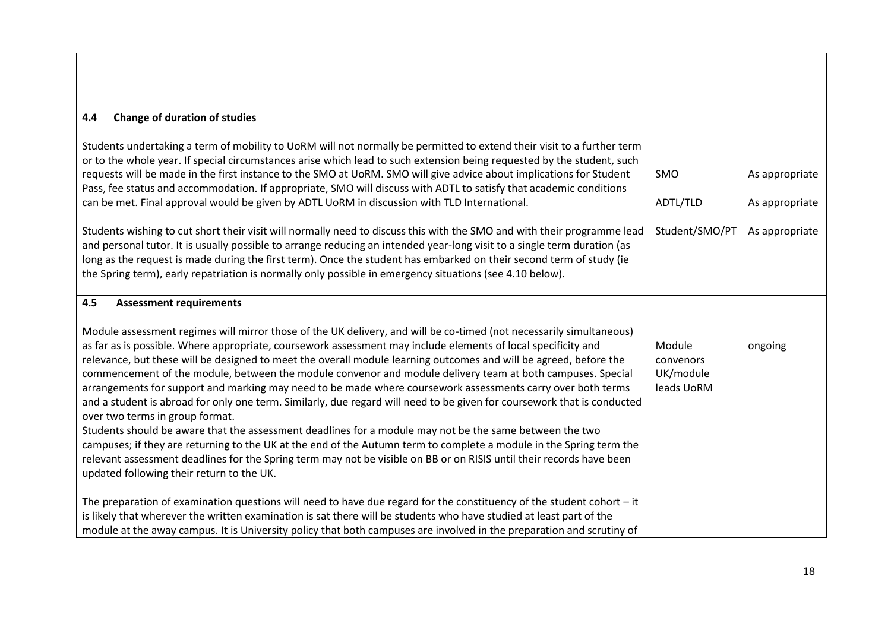| | | |
|---|---|---|
| | | |
| **4.4 Change of duration of studies**<br><br>Students undertaking a term of mobility to UoRM will not normally be permitted to extend their visit to a further term or to the whole year. If special circumstances arise which lead to such extension being requested by the student, such requests will be made in the first instance to the SMO at UoRM. SMO will give advice about implications for Student Pass, fee status and accommodation. If appropriate, SMO will discuss with ADTL to satisfy that academic conditions can be met. Final approval would be given by ADTL UoRM in discussion with TLD International.<br><br>Students wishing to cut short their visit will normally need to discuss this with the SMO and with their programme lead and personal tutor. It is usually possible to arrange reducing an intended year-long visit to a single term duration (as long as the request is made during the first term). Once the student has embarked on their second term of study (ie the Spring term), early repatriation is normally only possible in emergency situations (see 4.10 below). | SMO<br><br>ADTL/TLD<br><br>Student/SMO/PT | As appropriate<br><br>As appropriate<br><br>As appropriate |
| **4.5 Assessment requirements**<br><br>Module assessment regimes will mirror those of the UK delivery, and will be co-timed (not necessarily simultaneous) as far as is possible. Where appropriate, coursework assessment may include elements of local specificity and relevance, but these will be designed to meet the overall module learning outcomes and will be agreed, before the commencement of the module, between the module convenor and module delivery team at both campuses. Special arrangements for support and marking may need to be made where coursework assessments carry over both terms and a student is abroad for only one term. Similarly, due regard will need to be given for coursework that is conducted over two terms in group format.<br>Students should be aware that the assessment deadlines for a module may not be the same between the two campuses; if they are returning to the UK at the end of the Autumn term to complete a module in the Spring term the relevant assessment deadlines for the Spring term may not be visible on BB or on RISIS until their records have been updated following their return to the UK.<br><br>The preparation of examination questions will need to have due regard for the constituency of the student cohort – it is likely that wherever the written examination is sat there will be students who have studied at least part of the module at the away campus. It is University policy that both campuses are involved in the preparation and scrutiny of | Module convenors UK/module leads UoRM | ongoing |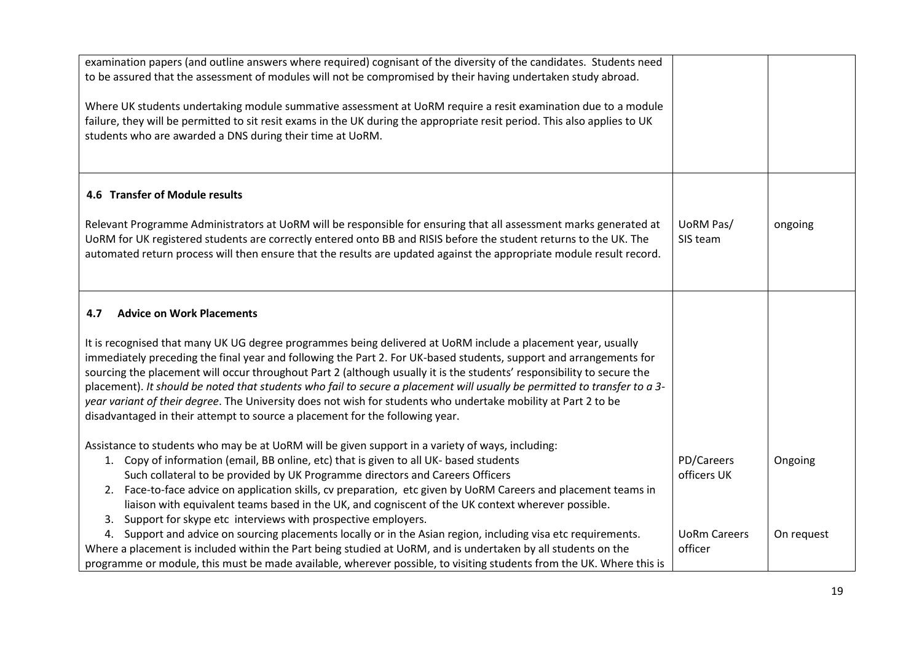| | | |
|---|---|---|
| examination papers (and outline answers where required) cognisant of the diversity of the candidates. Students need to be assured that the assessment of modules will not be compromised by their having undertaken study abroad.<br><br>Where UK students undertaking module summative assessment at UoRM require a resit examination due to a module failure, they will be permitted to sit resit exams in the UK during the appropriate resit period. This also applies to UK students who are awarded a DNS during their time at UoRM. | | |
| **4.6 Transfer of Module results**<br><br>Relevant Programme Administrators at UoRM will be responsible for ensuring that all assessment marks generated at UoRM for UK registered students are correctly entered onto BB and RISIS before the student returns to the UK. The automated return process will then ensure that the results are updated against the appropriate module result record. | UoRM Pas/ SIS team | ongoing |
| **4.7 Advice on Work Placements**<br><br>It is recognised that many UK UG degree programmes being delivered at UoRM include a placement year, usually immediately preceding the final year and following the Part 2. For UK-based students, support and arrangements for sourcing the placement will occur throughout Part 2 (although usually it is the students' responsibility to secure the placement). *It should be noted that students who fail to secure a placement will usually be permitted to transfer to a 3-year variant of their degree*. The University does not wish for students who undertake mobility at Part 2 to be disadvantaged in their attempt to source a placement for the following year.<br><br>Assistance to students who may be at UoRM will be given support in a variety of ways, including:<br>1. Copy of information (email, BB online, etc) that is given to all UK- based students Such collateral to be provided by UK Programme directors and Careers Officers<br>2. Face-to-face advice on application skills, cv preparation, etc given by UoRM Careers and placement teams in liaison with equivalent teams based in the UK, and cogniscent of the UK context wherever possible.<br>3. Support for skype etc interviews with prospective employers.<br>4. Support and advice on sourcing placements locally or in the Asian region, including visa etc requirements.<br><br>Where a placement is included within the Part being studied at UoRM, and is undertaken by all students on the programme or module, this must be made available, wherever possible, to visiting students from the UK. Where this is | PD/Careers officers UK<br><br>UoRm Careers officer | Ongoing<br><br>On request |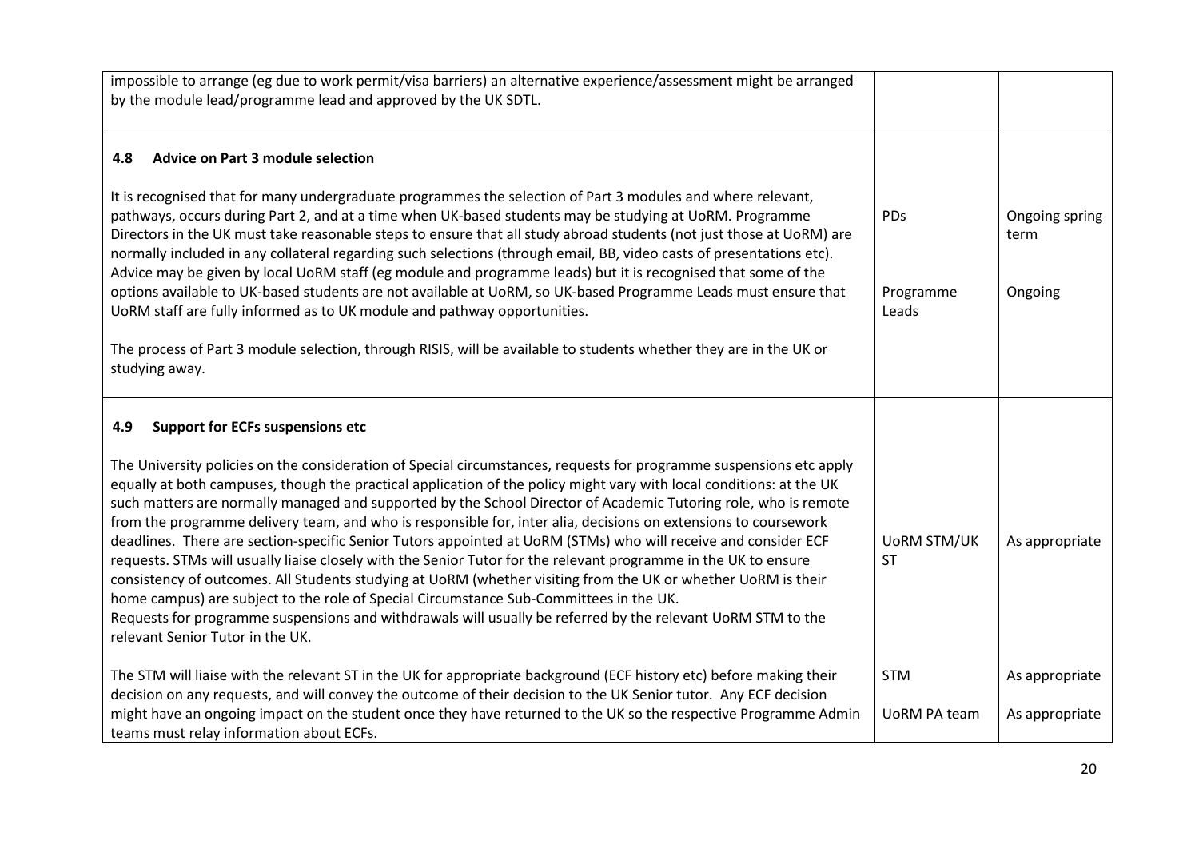| | | |
|---|---|---|
| impossible to arrange (eg due to work permit/visa barriers) an alternative experience/assessment might be arranged by the module lead/programme lead and approved by the UK SDTL. | | |
| **4.8 Advice on Part 3 module selection**<br><br>It is recognised that for many undergraduate programmes the selection of Part 3 modules and where relevant, pathways, occurs during Part 2, and at a time when UK-based students may be studying at UoRM. Programme Directors in the UK must take reasonable steps to ensure that all study abroad students (not just those at UoRM) are normally included in any collateral regarding such selections (through email, BB, video casts of presentations etc). Advice may be given by local UoRM staff (eg module and programme leads) but it is recognised that some of the options available to UK-based students are not available at UoRM, so UK-based Programme Leads must ensure that UoRM staff are fully informed as to UK module and pathway opportunities.<br><br>The process of Part 3 module selection, through RISIS, will be available to students whether they are in the UK or studying away. | PDs<br><br>Programme Leads | Ongoing spring term<br><br>Ongoing |
| **4.9 Support for ECFs suspensions etc**<br><br>The University policies on the consideration of Special circumstances, requests for programme suspensions etc apply equally at both campuses, though the practical application of the policy might vary with local conditions: at the UK such matters are normally managed and supported by the School Director of Academic Tutoring role, who is remote from the programme delivery team, and who is responsible for, inter alia, decisions on extensions to coursework deadlines. There are section-specific Senior Tutors appointed at UoRM (STMs) who will receive and consider ECF requests. STMs will usually liaise closely with the Senior Tutor for the relevant programme in the UK to ensure consistency of outcomes. All Students studying at UoRM (whether visiting from the UK or whether UoRM is their home campus) are subject to the role of Special Circumstance Sub-Committees in the UK.<br>Requests for programme suspensions and withdrawals will usually be referred by the relevant UoRM STM to the relevant Senior Tutor in the UK.<br><br>The STM will liaise with the relevant ST in the UK for appropriate background (ECF history etc) before making their decision on any requests, and will convey the outcome of their decision to the UK Senior tutor. Any ECF decision might have an ongoing impact on the student once they have returned to the UK so the respective Programme Admin teams must relay information about ECFs. | UoRM STM/UK ST<br><br>STM<br><br>UoRM PA team | As appropriate<br><br>As appropriate<br><br>As appropriate |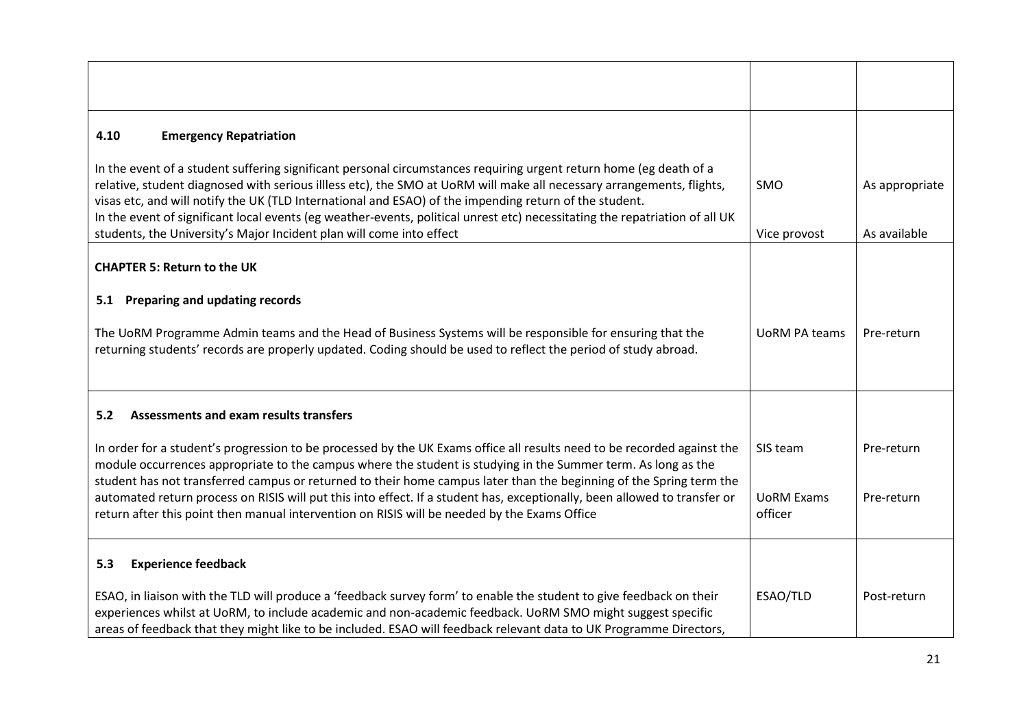| | | |
|---|---|---|
| | | |
| **4.10 Emergency Repatriation**<br><br>In the event of a student suffering significant personal circumstances requiring urgent return home (eg death of a relative, student diagnosed with serious illless etc), the SMO at UoRM will make all necessary arrangements, flights, visas etc, and will notify the UK (TLD International and ESAO) of the impending return of the student.<br>In the event of significant local events (eg weather-events, political unrest etc) necessitating the repatriation of all UK students, the University's Major Incident plan will come into effect | SMO<br><br>Vice provost | As appropriate<br><br>As available |
| **CHAPTER 5: Return to the UK**<br><br>**5.1 Preparing and updating records**<br><br>The UoRM Programme Admin teams and the Head of Business Systems will be responsible for ensuring that the returning students' records are properly updated. Coding should be used to reflect the period of study abroad. | UoRM PA teams | Pre-return |
| **5.2 Assessments and exam results transfers**<br><br>In order for a student's progression to be processed by the UK Exams office all results need to be recorded against the module occurrences appropriate to the campus where the student is studying in the Summer term. As long as the student has not transferred campus or returned to their home campus later than the beginning of the Spring term the automated return process on RISIS will put this into effect. If a student has, exceptionally, been allowed to transfer or return after this point then manual intervention on RISIS will be needed by the Exams Office | SIS team<br><br>UoRM Exams officer | Pre-return<br><br>Pre-return |
| **5.3 Experience feedback**<br><br>ESAO, in liaison with the TLD will produce a 'feedback survey form' to enable the student to give feedback on their experiences whilst at UoRM, to include academic and non-academic feedback. UoRM SMO might suggest specific areas of feedback that they might like to be included. ESAO will feedback relevant data to UK Programme Directors, | ESAO/TLD | Post-return |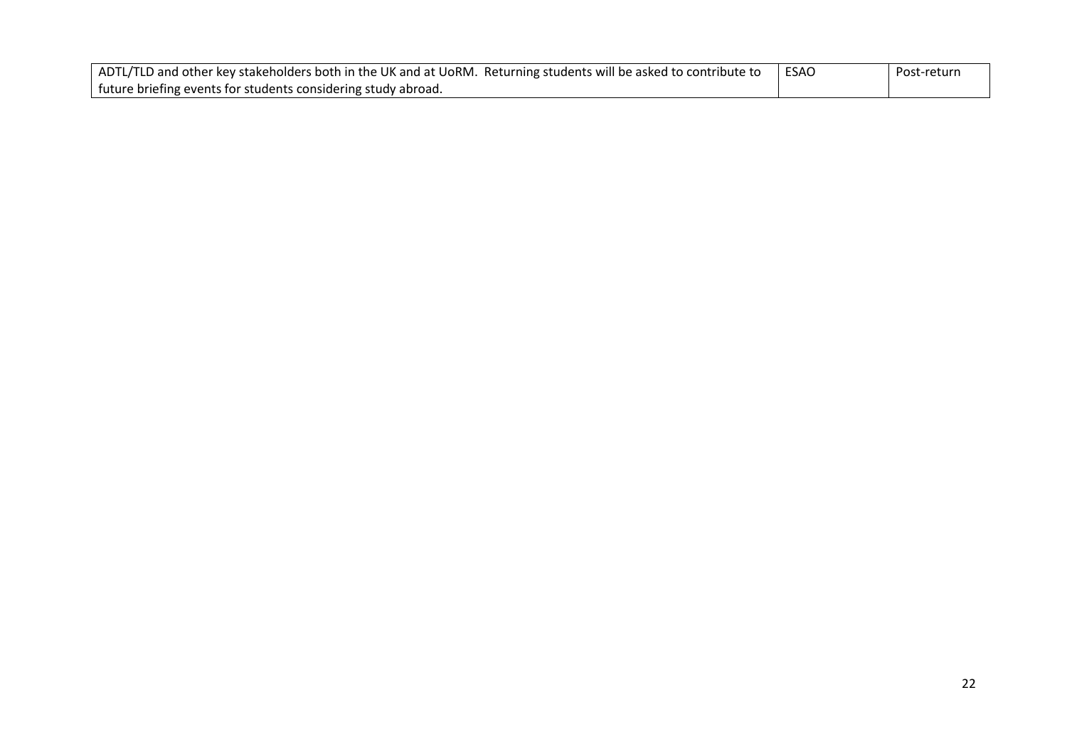| | | |
|---|---|---|
| ADTL/TLD and other key stakeholders both in the UK and at UoRM. Returning students will be asked to contribute to future briefing events for students considering study abroad. | ESAO | Post-return |